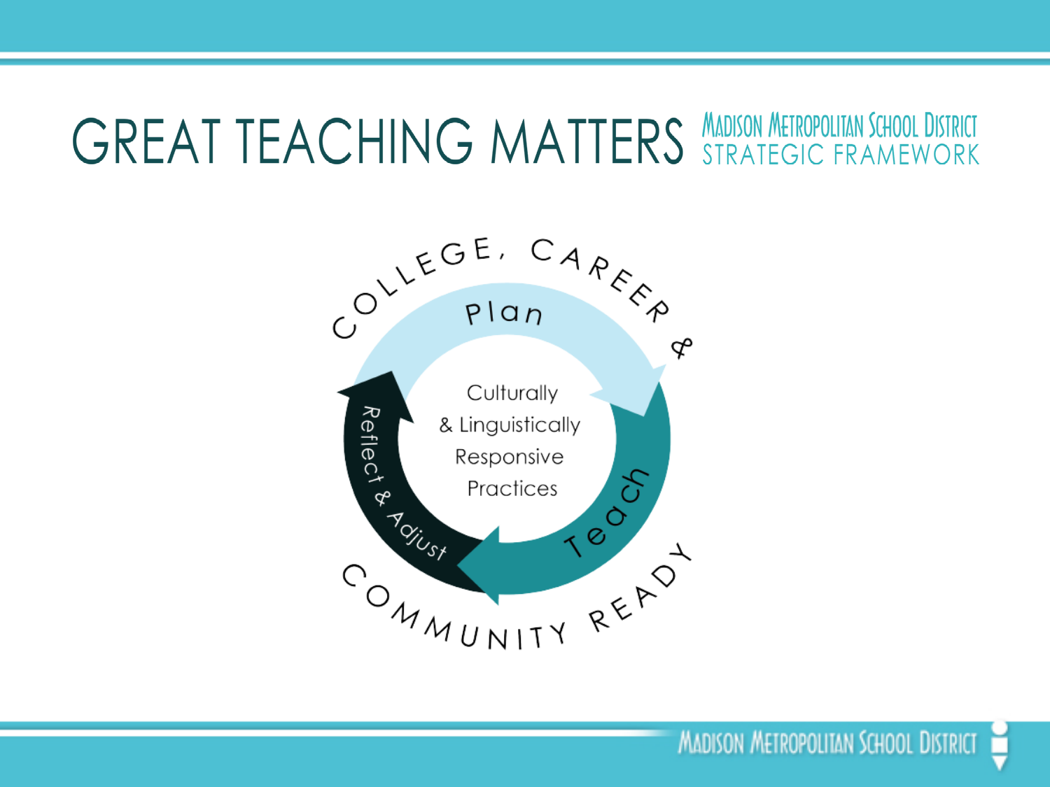# GREAT TEACHING MATTERS

Madison Metropolitan School District
STRATEGIC FRAMEWORK

COLLEGE, CAREER & COMMUNITY READY

Plan

Teach

Reflect & Adjust

Culturally & Linguistically Responsive Practices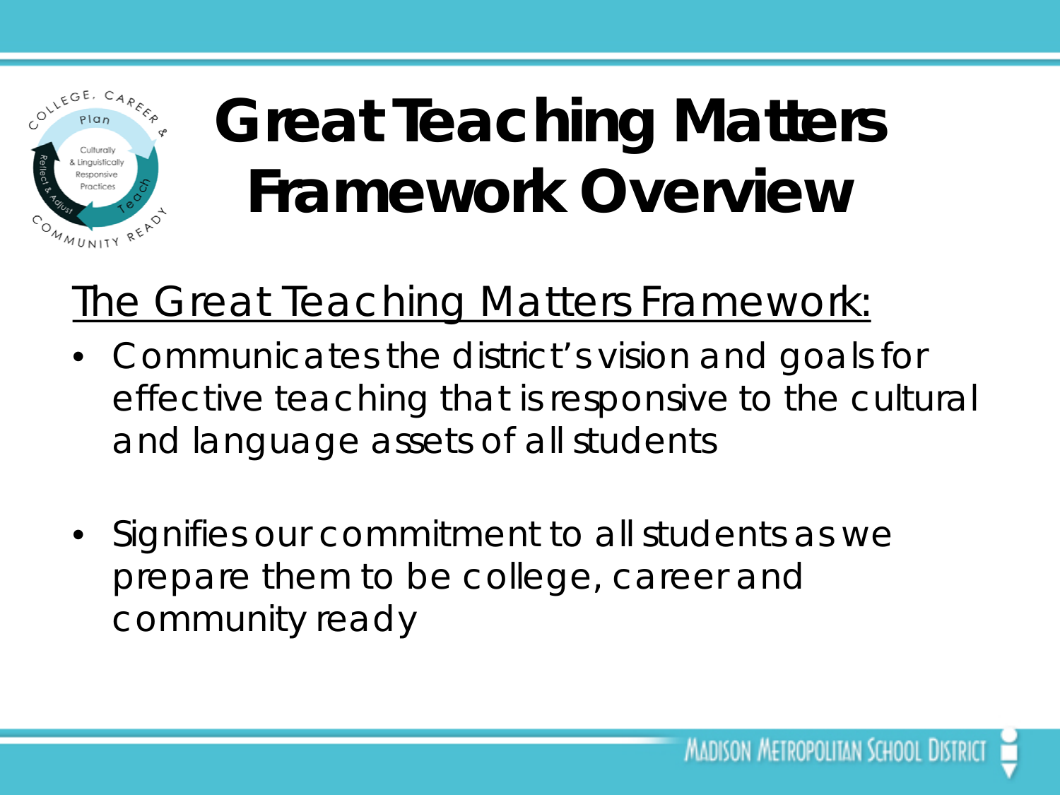# Great Teaching Matters Framework Overview

The Great Teaching Matters Framework:

- Communicates the district's vision and goals for effective teaching that is responsive to the cultural and language assets of all students
- Signifies our commitment to all students as we prepare them to be college, career and community ready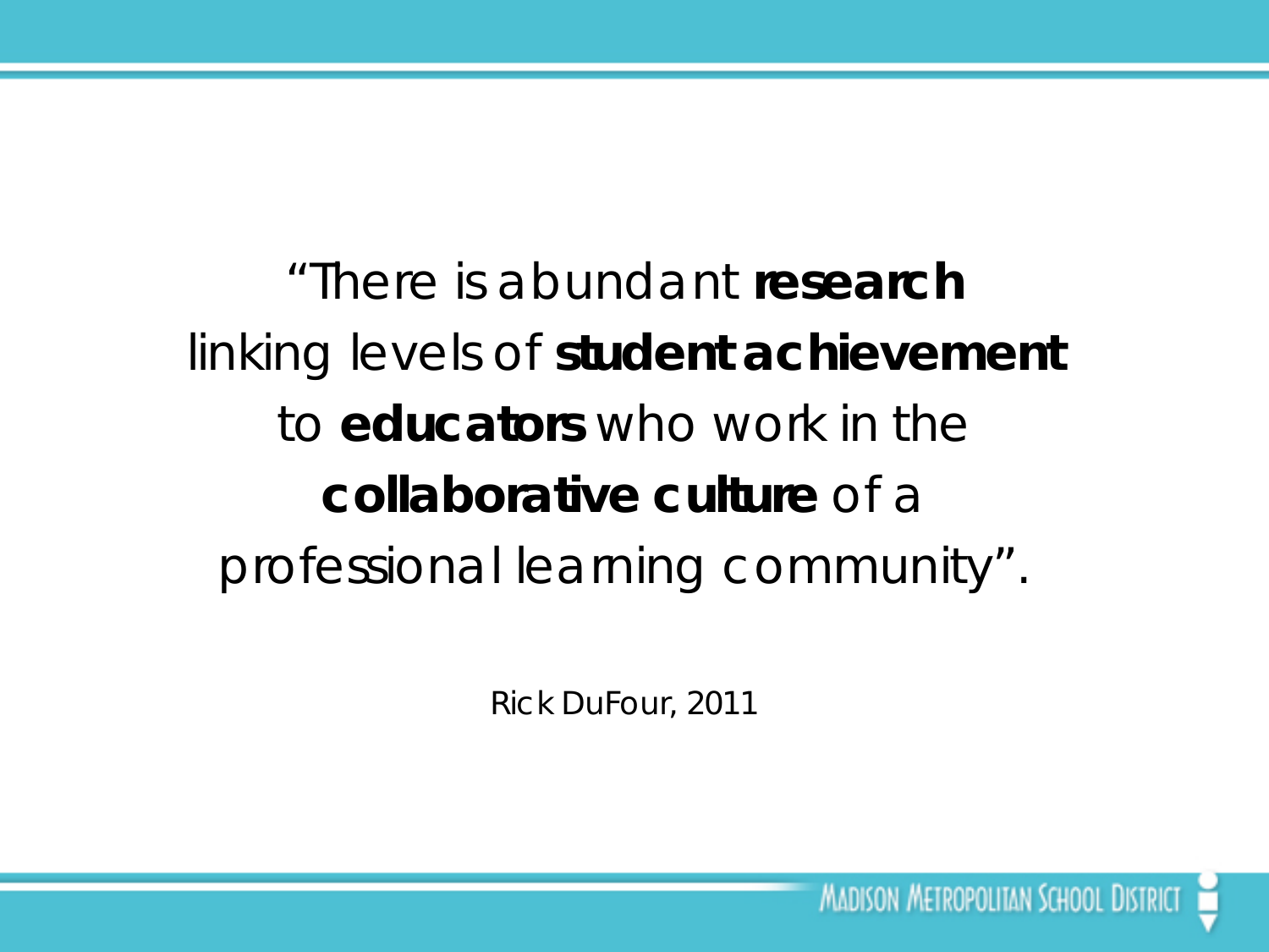"There is abundant **research** linking levels of **student achievement** to **educators** who work in the **collaborative culture** of a professional learning community".

Rick DuFour, 2011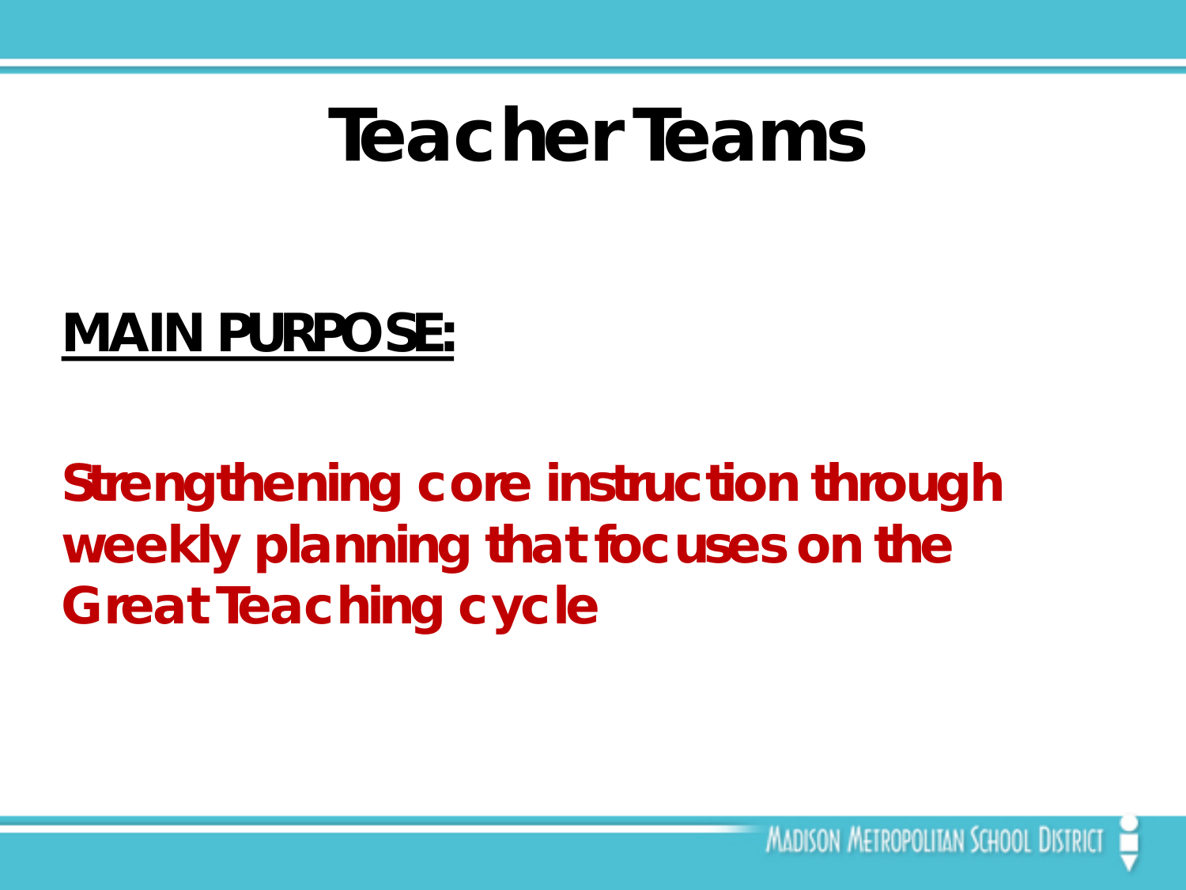# Teacher Teams

**MAIN PURPOSE:**

**Strengthening core instruction through weekly planning that focuses on the Great Teaching cycle**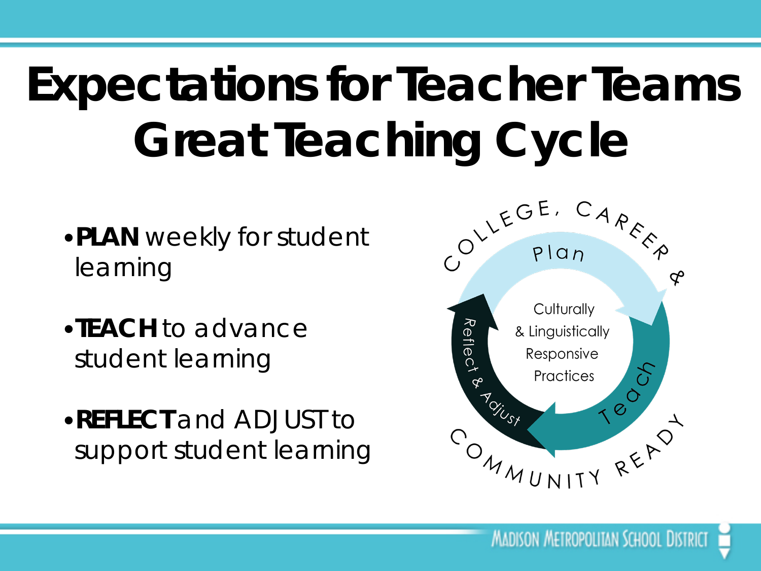# Expectations for Teacher Teams Great Teaching Cycle

- **PLAN** weekly for student learning
- **TEACH** to advance student learning
- **REFLECT** and ADJUST to support student learning

COLLEGE, CAREER & COMMUNITY READY

Plan

Teach

Reflect & Adjust

Culturally & Linguistically Responsive Practices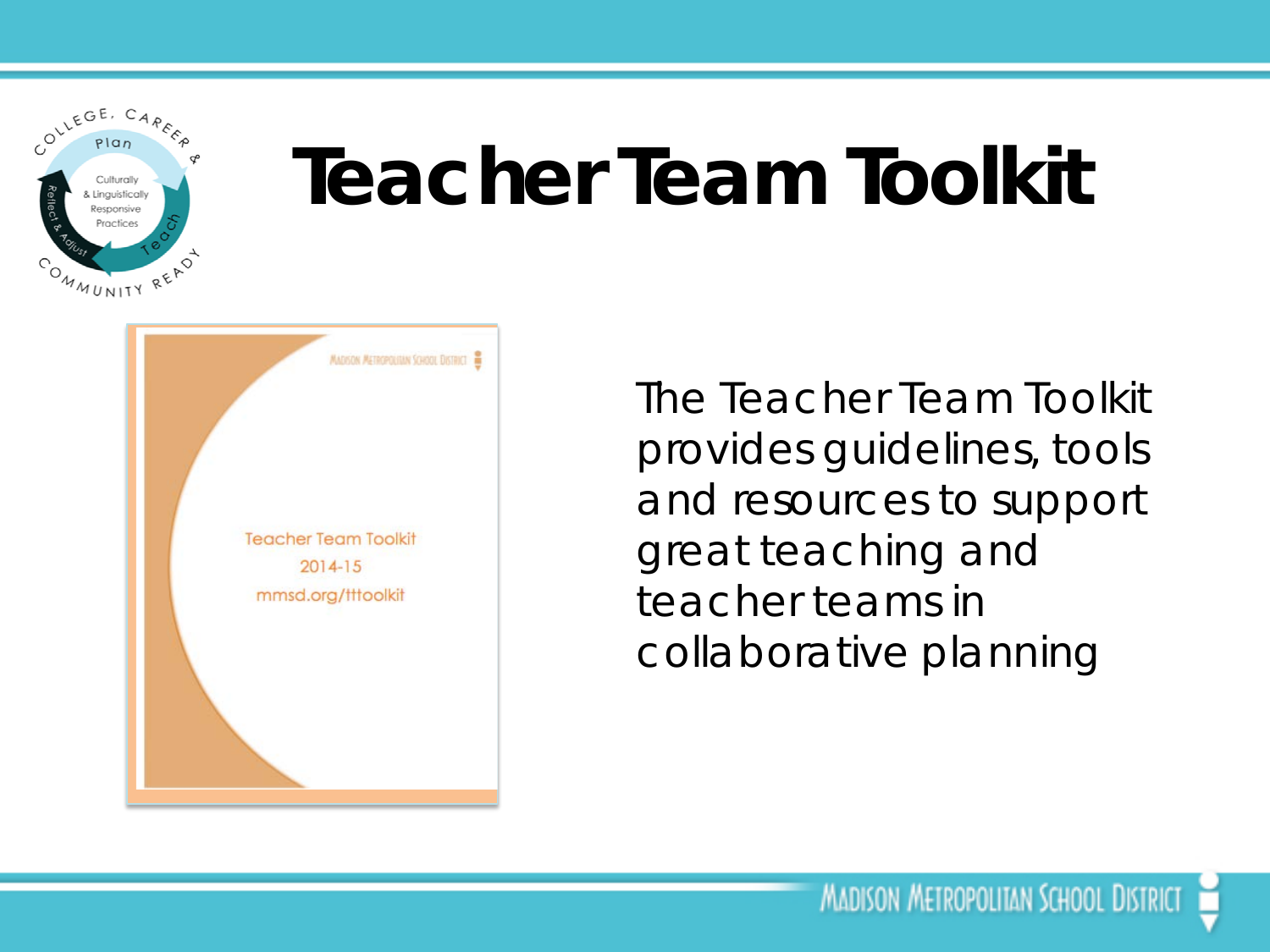# Teacher Team Toolkit

The Teacher Team Toolkit provides guidelines, tools and resources to support great teaching and teacher teams in collaborative planning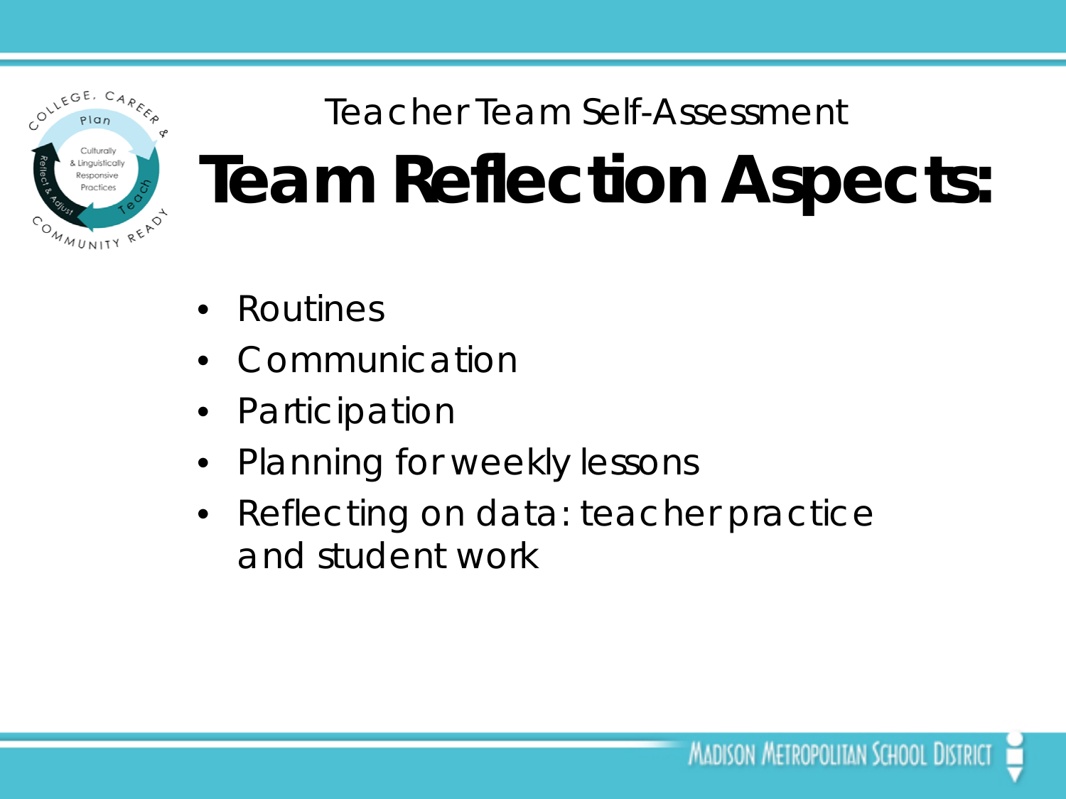Teacher Team Self-Assessment

# Team Reflection Aspects:

- Routines
- Communication
- Participation
- Planning for weekly lessons
- Reflecting on data: teacher practice and student work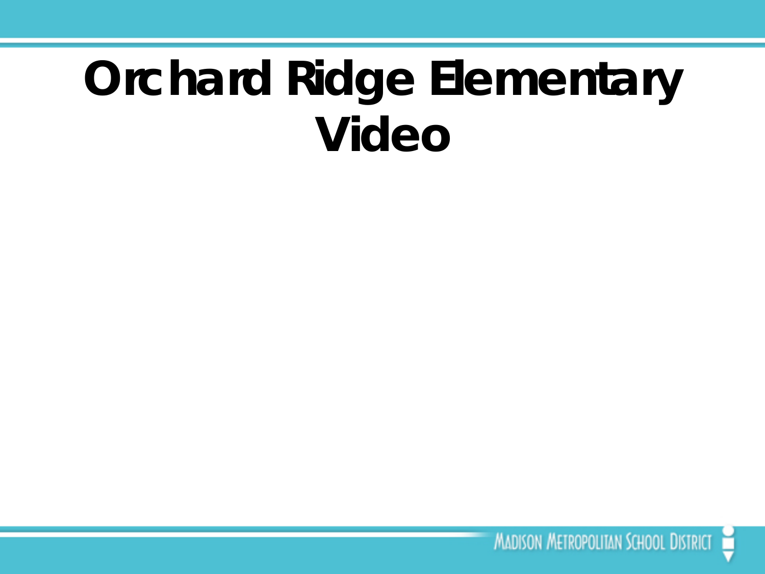# Orchard Ridge Elementary Video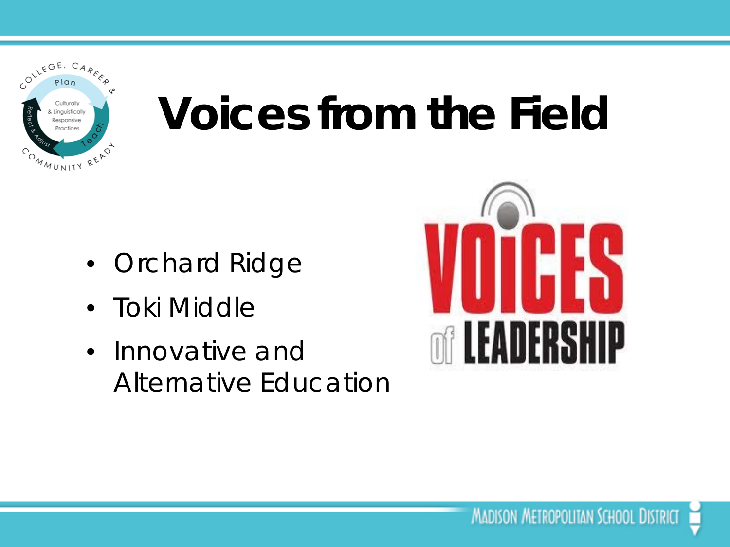# Voices from the Field

- Orchard Ridge
- Toki Middle
- Innovative and Alternative Education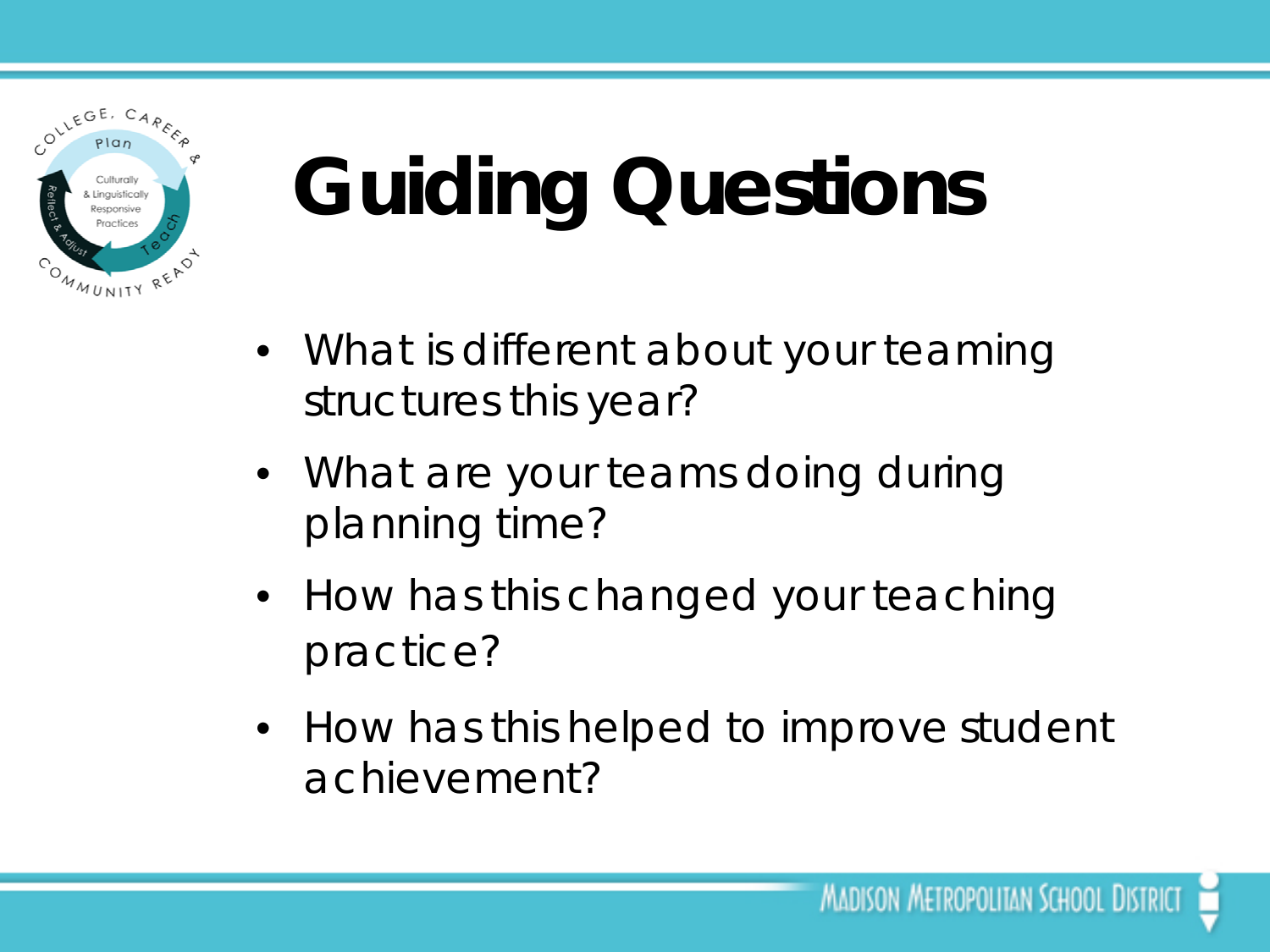# Guiding Questions

- What is different about your teaming structures this year?
- What are your teams doing during planning time?
- How has this changed your teaching practice?
- How has this helped to improve student achievement?